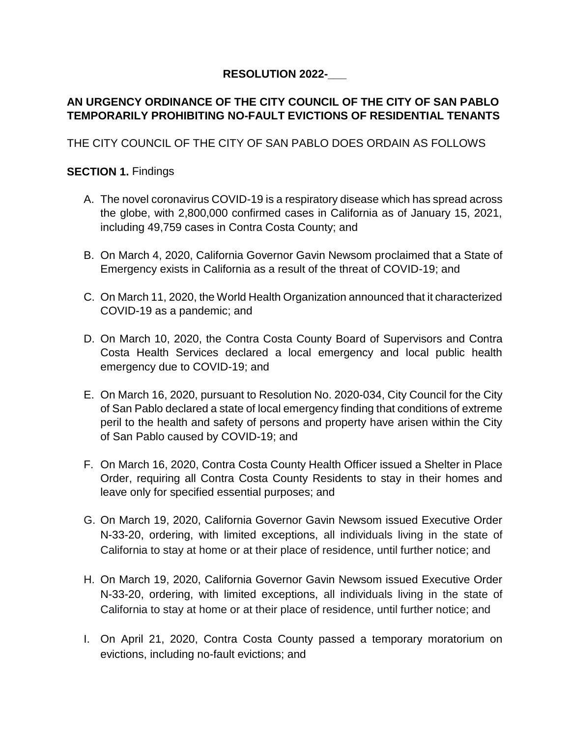**RESOLUTION 2022-___**

**AN URGENCY ORDINANCE OF THE CITY COUNCIL OF THE CITY OF SAN PABLO TEMPORARILY PROHIBITING NO-FAULT EVICTIONS OF RESIDENTIAL TENANTS**

THE CITY COUNCIL OF THE CITY OF SAN PABLO DOES ORDAIN AS FOLLOWS

**SECTION 1.** Findings

A. The novel coronavirus COVID-19 is a respiratory disease which has spread across the globe, with 2,800,000 confirmed cases in California as of January 15, 2021, including 49,759 cases in Contra Costa County; and

B. On March 4, 2020, California Governor Gavin Newsom proclaimed that a State of Emergency exists in California as a result of the threat of COVID-19; and

C. On March 11, 2020, the World Health Organization announced that it characterized COVID-19 as a pandemic; and

D. On March 10, 2020, the Contra Costa County Board of Supervisors and Contra Costa Health Services declared a local emergency and local public health emergency due to COVID-19; and

E. On March 16, 2020, pursuant to Resolution No. 2020-034, City Council for the City of San Pablo declared a state of local emergency finding that conditions of extreme peril to the health and safety of persons and property have arisen within the City of San Pablo caused by COVID-19; and

F. On March 16, 2020, Contra Costa County Health Officer issued a Shelter in Place Order, requiring all Contra Costa County Residents to stay in their homes and leave only for specified essential purposes; and

G. On March 19, 2020, California Governor Gavin Newsom issued Executive Order N-33-20, ordering, with limited exceptions, all individuals living in the state of California to stay at home or at their place of residence, until further notice; and

H. On March 19, 2020, California Governor Gavin Newsom issued Executive Order N-33-20, ordering, with limited exceptions, all individuals living in the state of California to stay at home or at their place of residence, until further notice; and

I. On April 21, 2020, Contra Costa County passed a temporary moratorium on evictions, including no-fault evictions; and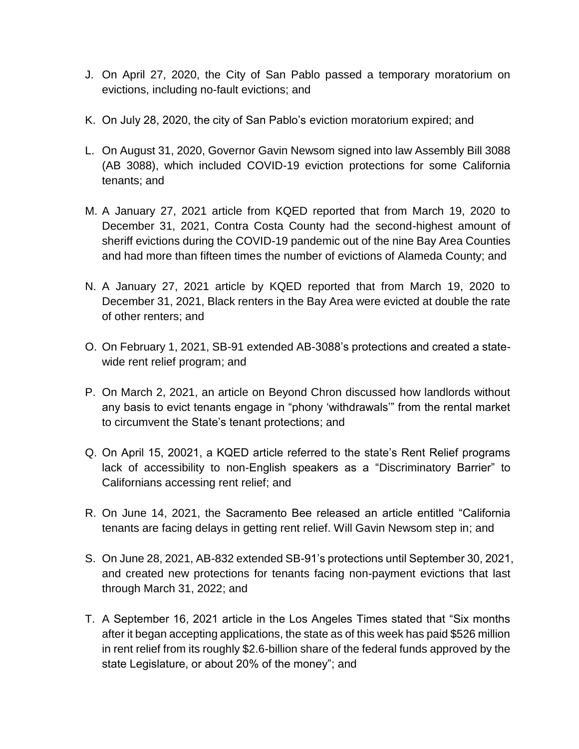J. On April 27, 2020, the City of San Pablo passed a temporary moratorium on evictions, including no-fault evictions; and

K. On July 28, 2020, the city of San Pablo's eviction moratorium expired; and

L. On August 31, 2020, Governor Gavin Newsom signed into law Assembly Bill 3088 (AB 3088), which included COVID-19 eviction protections for some California tenants; and

M. A January 27, 2021 article from KQED reported that from March 19, 2020 to December 31, 2021, Contra Costa County had the second-highest amount of sheriff evictions during the COVID-19 pandemic out of the nine Bay Area Counties and had more than fifteen times the number of evictions of Alameda County; and

N. A January 27, 2021 article by KQED reported that from March 19, 2020 to December 31, 2021, Black renters in the Bay Area were evicted at double the rate of other renters; and

O. On February 1, 2021, SB-91 extended AB-3088's protections and created a state-wide rent relief program; and

P. On March 2, 2021, an article on Beyond Chron discussed how landlords without any basis to evict tenants engage in "phony 'withdrawals'" from the rental market to circumvent the State's tenant protections; and

Q. On April 15, 20021, a KQED article referred to the state's Rent Relief programs lack of accessibility to non-English speakers as a "Discriminatory Barrier" to Californians accessing rent relief; and

R. On June 14, 2021, the Sacramento Bee released an article entitled "California tenants are facing delays in getting rent relief. Will Gavin Newsom step in; and

S. On June 28, 2021, AB-832 extended SB-91's protections until September 30, 2021, and created new protections for tenants facing non-payment evictions that last through March 31, 2022; and

T. A September 16, 2021 article in the Los Angeles Times stated that "Six months after it began accepting applications, the state as of this week has paid $526 million in rent relief from its roughly $2.6-billion share of the federal funds approved by the state Legislature, or about 20% of the money"; and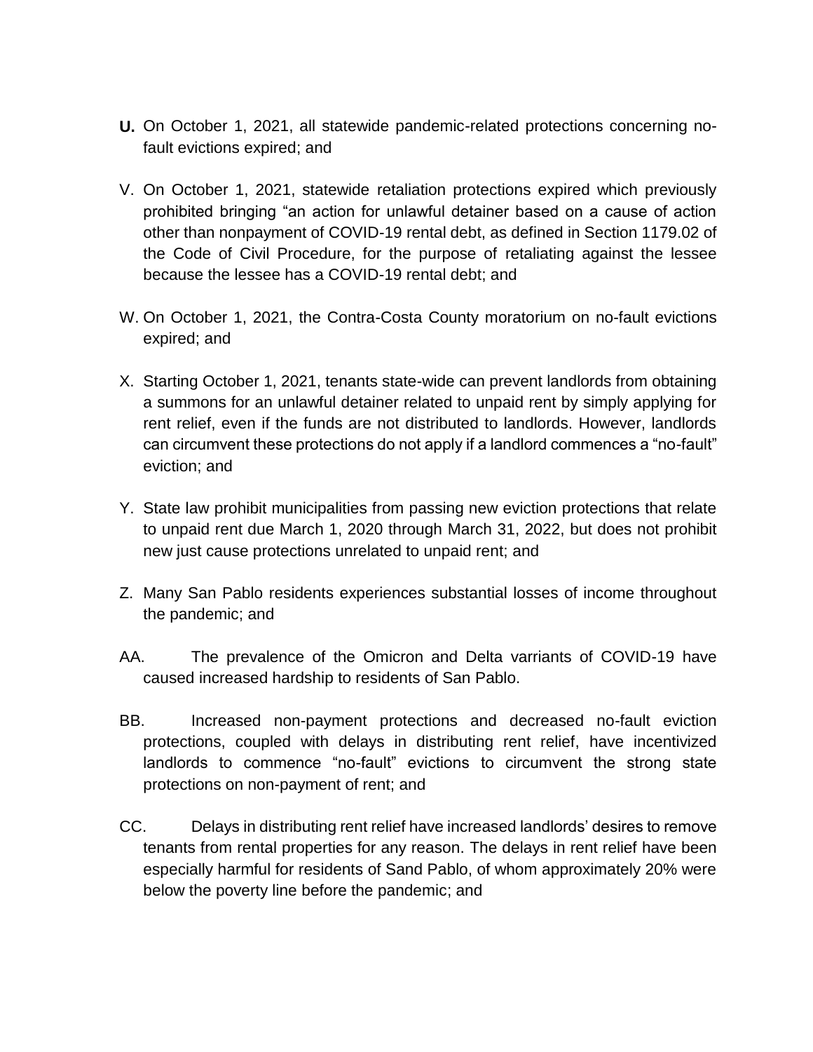**U.** On October 1, 2021, all statewide pandemic-related protections concerning no-fault evictions expired; and

V. On October 1, 2021, statewide retaliation protections expired which previously prohibited bringing "an action for unlawful detainer based on a cause of action other than nonpayment of COVID-19 rental debt, as defined in Section 1179.02 of the Code of Civil Procedure, for the purpose of retaliating against the lessee because the lessee has a COVID-19 rental debt; and

W. On October 1, 2021, the Contra-Costa County moratorium on no-fault evictions expired; and

X. Starting October 1, 2021, tenants state-wide can prevent landlords from obtaining a summons for an unlawful detainer related to unpaid rent by simply applying for rent relief, even if the funds are not distributed to landlords. However, landlords can circumvent these protections do not apply if a landlord commences a "no-fault" eviction; and

Y. State law prohibit municipalities from passing new eviction protections that relate to unpaid rent due March 1, 2020 through March 31, 2022, but does not prohibit new just cause protections unrelated to unpaid rent; and

Z. Many San Pablo residents experiences substantial losses of income throughout the pandemic; and

AA. The prevalence of the Omicron and Delta varriants of COVID-19 have caused increased hardship to residents of San Pablo.

BB. Increased non-payment protections and decreased no-fault eviction protections, coupled with delays in distributing rent relief, have incentivized landlords to commence "no-fault" evictions to circumvent the strong state protections on non-payment of rent; and

CC. Delays in distributing rent relief have increased landlords' desires to remove tenants from rental properties for any reason. The delays in rent relief have been especially harmful for residents of Sand Pablo, of whom approximately 20% were below the poverty line before the pandemic; and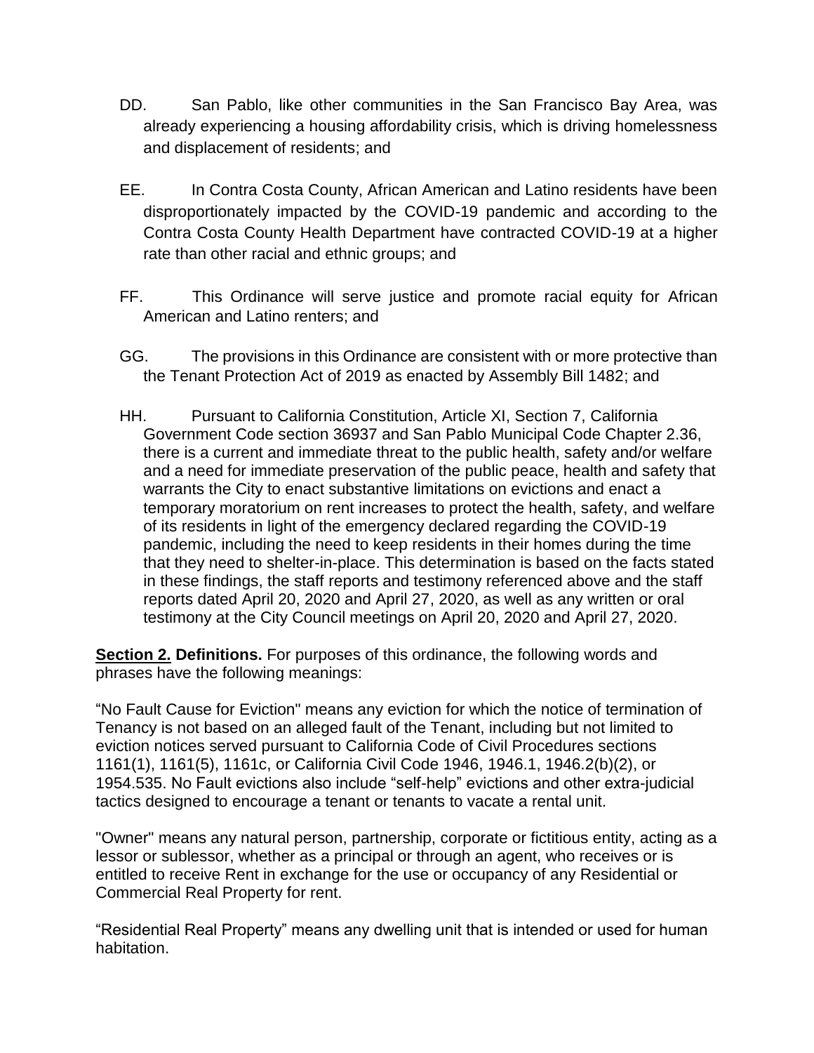DD. San Pablo, like other communities in the San Francisco Bay Area, was already experiencing a housing affordability crisis, which is driving homelessness and displacement of residents; and

EE. In Contra Costa County, African American and Latino residents have been disproportionately impacted by the COVID-19 pandemic and according to the Contra Costa County Health Department have contracted COVID-19 at a higher rate than other racial and ethnic groups; and

FF. This Ordinance will serve justice and promote racial equity for African American and Latino renters; and

GG. The provisions in this Ordinance are consistent with or more protective than the Tenant Protection Act of 2019 as enacted by Assembly Bill 1482; and

HH. Pursuant to California Constitution, Article XI, Section 7, California Government Code section 36937 and San Pablo Municipal Code Chapter 2.36, there is a current and immediate threat to the public health, safety and/or welfare and a need for immediate preservation of the public peace, health and safety that warrants the City to enact substantive limitations on evictions and enact a temporary moratorium on rent increases to protect the health, safety, and welfare of its residents in light of the emergency declared regarding the COVID-19 pandemic, including the need to keep residents in their homes during the time that they need to shelter-in-place. This determination is based on the facts stated in these findings, the staff reports and testimony referenced above and the staff reports dated April 20, 2020 and April 27, 2020, as well as any written or oral testimony at the City Council meetings on April 20, 2020 and April 27, 2020.

**Section 2. Definitions.** For purposes of this ordinance, the following words and phrases have the following meanings:

"No Fault Cause for Eviction" means any eviction for which the notice of termination of Tenancy is not based on an alleged fault of the Tenant, including but not limited to eviction notices served pursuant to California Code of Civil Procedures sections 1161(1), 1161(5), 1161c, or California Civil Code 1946, 1946.1, 1946.2(b)(2), or 1954.535. No Fault evictions also include "self-help" evictions and other extra-judicial tactics designed to encourage a tenant or tenants to vacate a rental unit.

"Owner" means any natural person, partnership, corporate or fictitious entity, acting as a lessor or sublessor, whether as a principal or through an agent, who receives or is entitled to receive Rent in exchange for the use or occupancy of any Residential or Commercial Real Property for rent.

"Residential Real Property" means any dwelling unit that is intended or used for human habitation.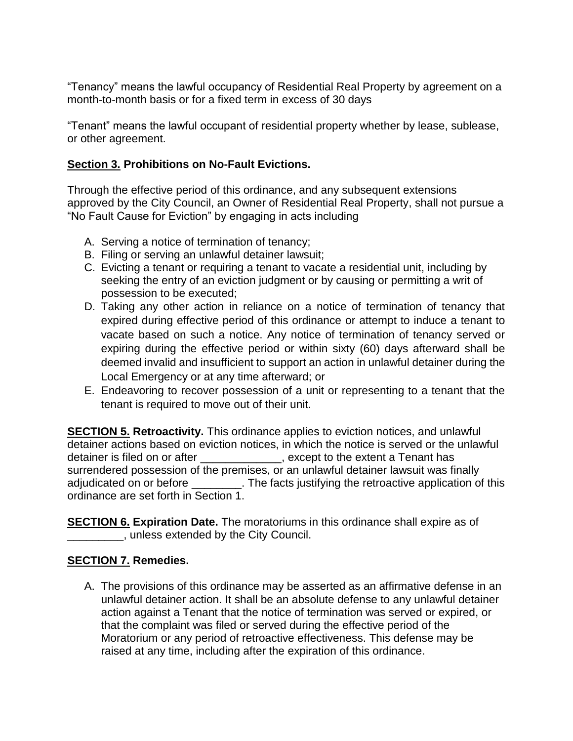"Tenancy" means the lawful occupancy of Residential Real Property by agreement on a month-to-month basis or for a fixed term in excess of 30 days

"Tenant" means the lawful occupant of residential property whether by lease, sublease, or other agreement.

**Section 3. Prohibitions on No-Fault Evictions.**

Through the effective period of this ordinance, and any subsequent extensions approved by the City Council, an Owner of Residential Real Property, shall not pursue a "No Fault Cause for Eviction" by engaging in acts including

A. Serving a notice of termination of tenancy;
B. Filing or serving an unlawful detainer lawsuit;
C. Evicting a tenant or requiring a tenant to vacate a residential unit, including by seeking the entry of an eviction judgment or by causing or permitting a writ of possession to be executed;
D. Taking any other action in reliance on a notice of termination of tenancy that expired during effective period of this ordinance or attempt to induce a tenant to vacate based on such a notice. Any notice of termination of tenancy served or expiring during the effective period or within sixty (60) days afterward shall be deemed invalid and insufficient to support an action in unlawful detainer during the Local Emergency or at any time afterward; or
E. Endeavoring to recover possession of a unit or representing to a tenant that the tenant is required to move out of their unit.

**SECTION 5. Retroactivity.** This ordinance applies to eviction notices, and unlawful detainer actions based on eviction notices, in which the notice is served or the unlawful detainer is filed on or after _____________, except to the extent a Tenant has surrendered possession of the premises, or an unlawful detainer lawsuit was finally adjudicated on or before ________. The facts justifying the retroactive application of this ordinance are set forth in Section 1.

**SECTION 6. Expiration Date.** The moratoriums in this ordinance shall expire as of _________, unless extended by the City Council.

**SECTION 7. Remedies.**

A. The provisions of this ordinance may be asserted as an affirmative defense in an unlawful detainer action. It shall be an absolute defense to any unlawful detainer action against a Tenant that the notice of termination was served or expired, or that the complaint was filed or served during the effective period of the Moratorium or any period of retroactive effectiveness. This defense may be raised at any time, including after the expiration of this ordinance.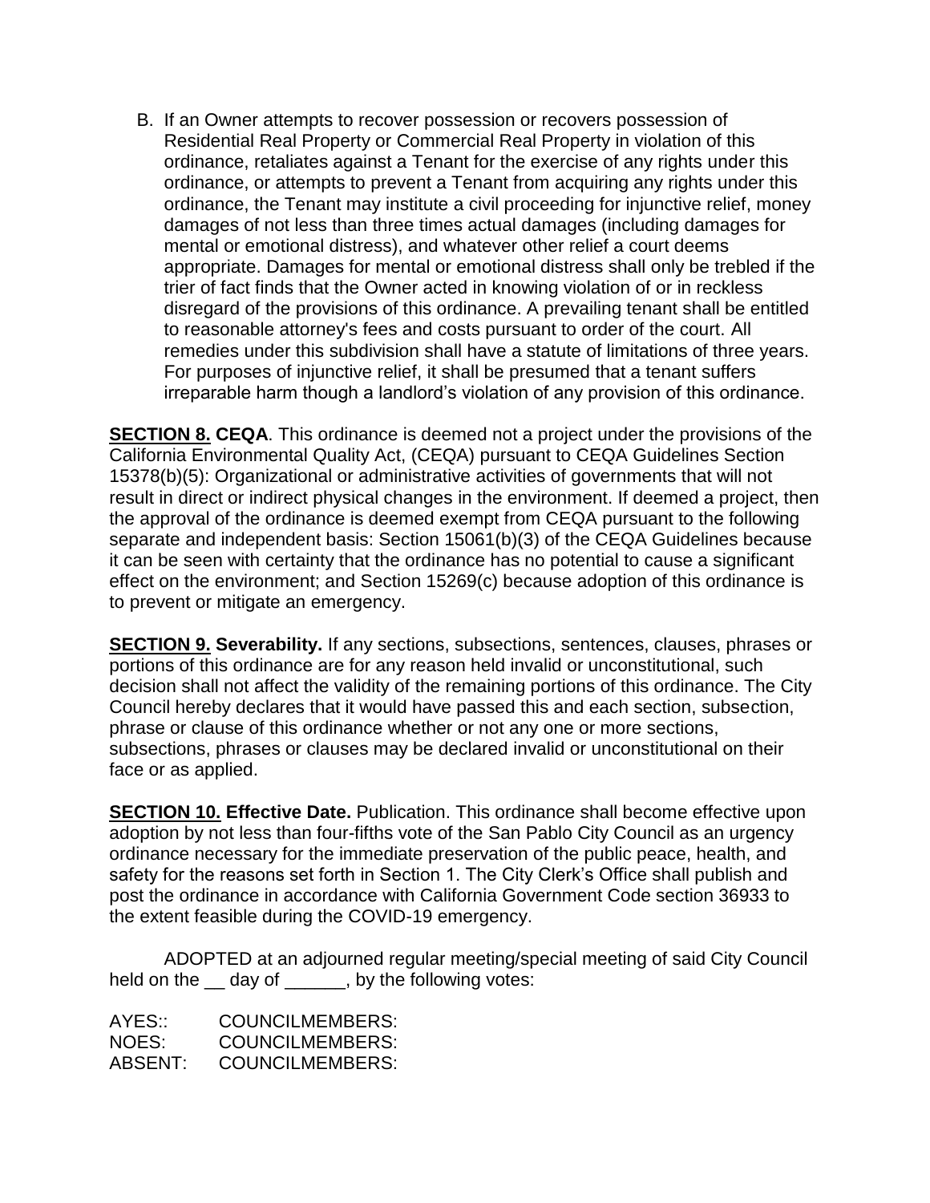B. If an Owner attempts to recover possession or recovers possession of Residential Real Property or Commercial Real Property in violation of this ordinance, retaliates against a Tenant for the exercise of any rights under this ordinance, or attempts to prevent a Tenant from acquiring any rights under this ordinance, the Tenant may institute a civil proceeding for injunctive relief, money damages of not less than three times actual damages (including damages for mental or emotional distress), and whatever other relief a court deems appropriate. Damages for mental or emotional distress shall only be trebled if the trier of fact finds that the Owner acted in knowing violation of or in reckless disregard of the provisions of this ordinance. A prevailing tenant shall be entitled to reasonable attorney's fees and costs pursuant to order of the court. All remedies under this subdivision shall have a statute of limitations of three years. For purposes of injunctive relief, it shall be presumed that a tenant suffers irreparable harm though a landlord's violation of any provision of this ordinance.

**SECTION 8. CEQA**. This ordinance is deemed not a project under the provisions of the California Environmental Quality Act, (CEQA) pursuant to CEQA Guidelines Section 15378(b)(5): Organizational or administrative activities of governments that will not result in direct or indirect physical changes in the environment. If deemed a project, then the approval of the ordinance is deemed exempt from CEQA pursuant to the following separate and independent basis: Section 15061(b)(3) of the CEQA Guidelines because it can be seen with certainty that the ordinance has no potential to cause a significant effect on the environment; and Section 15269(c) because adoption of this ordinance is to prevent or mitigate an emergency.

**SECTION 9. Severability.** If any sections, subsections, sentences, clauses, phrases or portions of this ordinance are for any reason held invalid or unconstitutional, such decision shall not affect the validity of the remaining portions of this ordinance. The City Council hereby declares that it would have passed this and each section, subsection, phrase or clause of this ordinance whether or not any one or more sections, subsections, phrases or clauses may be declared invalid or unconstitutional on their face or as applied.

**SECTION 10. Effective Date.** Publication. This ordinance shall become effective upon adoption by not less than four-fifths vote of the San Pablo City Council as an urgency ordinance necessary for the immediate preservation of the public peace, health, and safety for the reasons set forth in Section 1. The City Clerk's Office shall publish and post the ordinance in accordance with California Government Code section 36933 to the extent feasible during the COVID-19 emergency.

ADOPTED at an adjourned regular meeting/special meeting of said City Council held on the __ day of ______, by the following votes:

AYES:: COUNCILMEMBERS:
NOES: COUNCILMEMBERS:
ABSENT: COUNCILMEMBERS: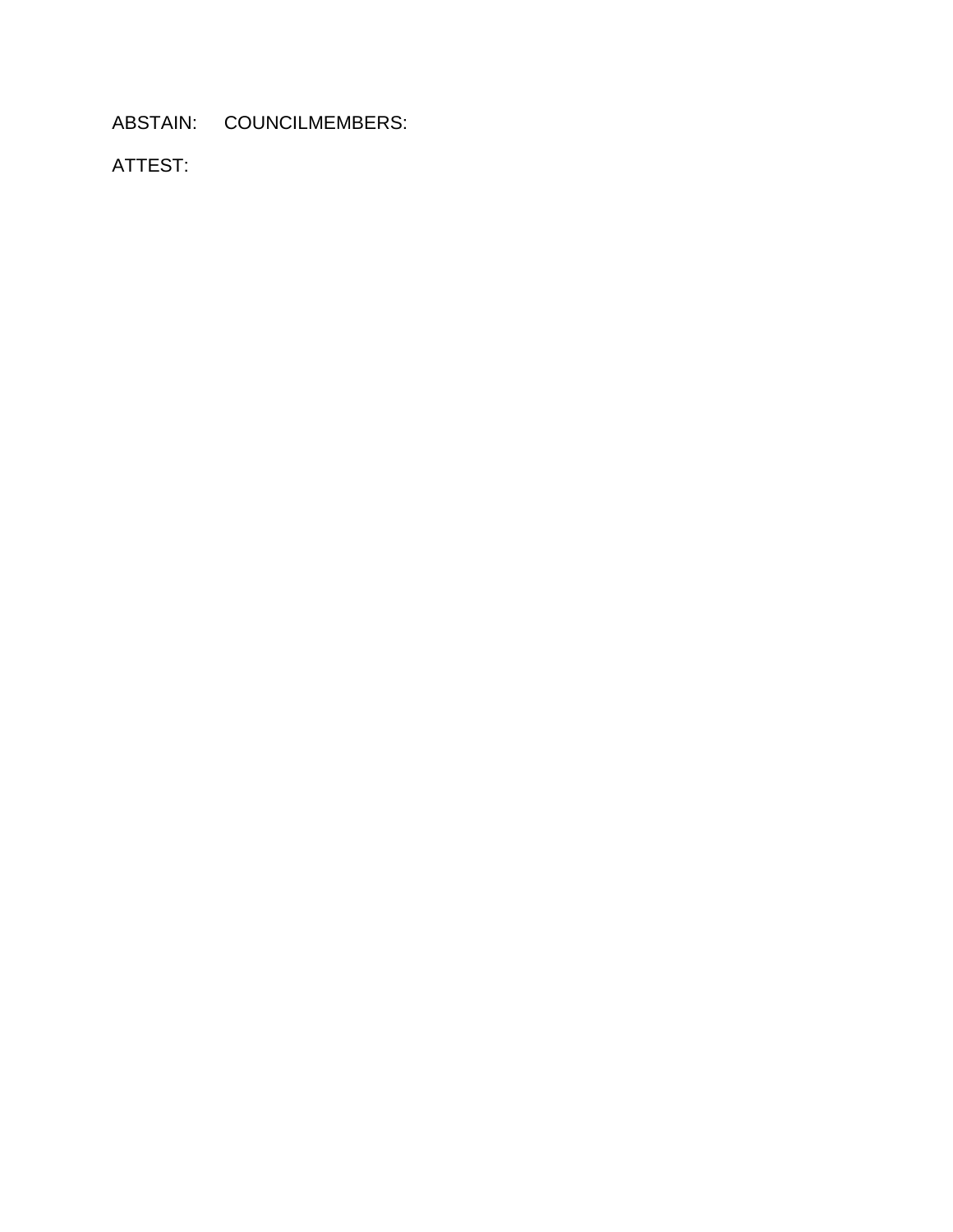ABSTAIN: COUNCILMEMBERS:

ATTEST: